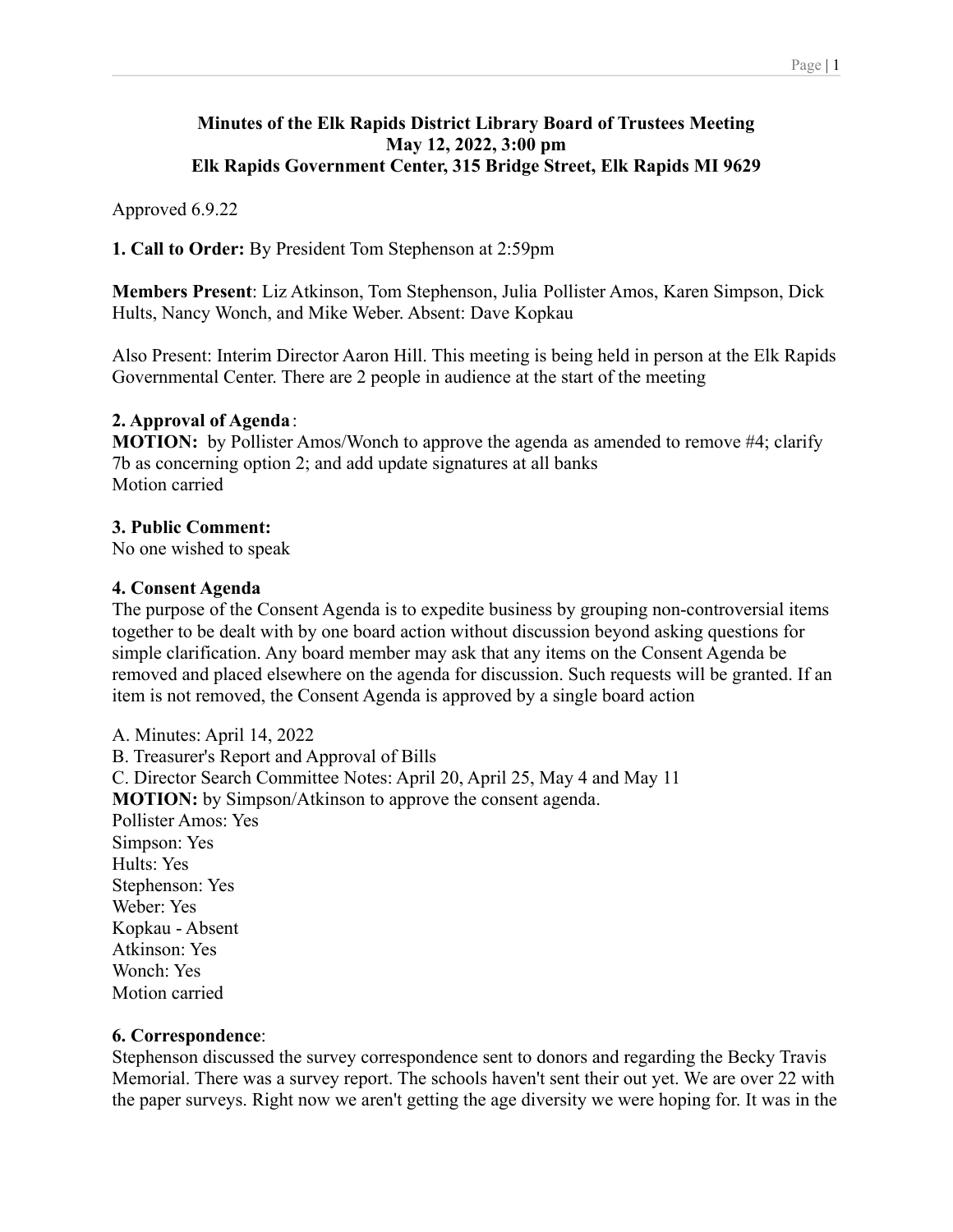**Minutes of the Elk Rapids District Library Board of Trustees Meeting**
**May 12, 2022, 3:00 pm**
**Elk Rapids Government Center, 315 Bridge Street, Elk Rapids MI 9629**

Approved 6.9.22

**1. Call to Order:** By President Tom Stephenson at 2:59pm

**Members Present**: Liz Atkinson, Tom Stephenson, Julia Pollister Amos, Karen Simpson, Dick Hults, Nancy Wonch, and Mike Weber. Absent: Dave Kopkau

Also Present: Interim Director Aaron Hill. This meeting is being held in person at the Elk Rapids Governmental Center. There are 2 people in audience at the start of the meeting

**2. Approval of Agenda**:
**MOTION:** by Pollister Amos/Wonch to approve the agenda as amended to remove #4; clarify 7b as concerning option 2; and add update signatures at all banks
Motion carried

**3. Public Comment:**
No one wished to speak

**4. Consent Agenda**
The purpose of the Consent Agenda is to expedite business by grouping non-controversial items together to be dealt with by one board action without discussion beyond asking questions for simple clarification. Any board member may ask that any items on the Consent Agenda be removed and placed elsewhere on the agenda for discussion. Such requests will be granted. If an item is not removed, the Consent Agenda is approved by a single board action

A. Minutes: April 14, 2022
B. Treasurer's Report and Approval of Bills
C. Director Search Committee Notes: April 20, April 25, May 4 and May 11
**MOTION:** by Simpson/Atkinson to approve the consent agenda.
Pollister Amos: Yes
Simpson: Yes
Hults: Yes
Stephenson: Yes
Weber: Yes
Kopkau - Absent
Atkinson: Yes
Wonch: Yes
Motion carried

**6. Correspondence**:
Stephenson discussed the survey correspondence sent to donors and regarding the Becky Travis Memorial. There was a survey report. The schools haven't sent their out yet. We are over 22 with the paper surveys. Right now we aren't getting the age diversity we were hoping for. It was in the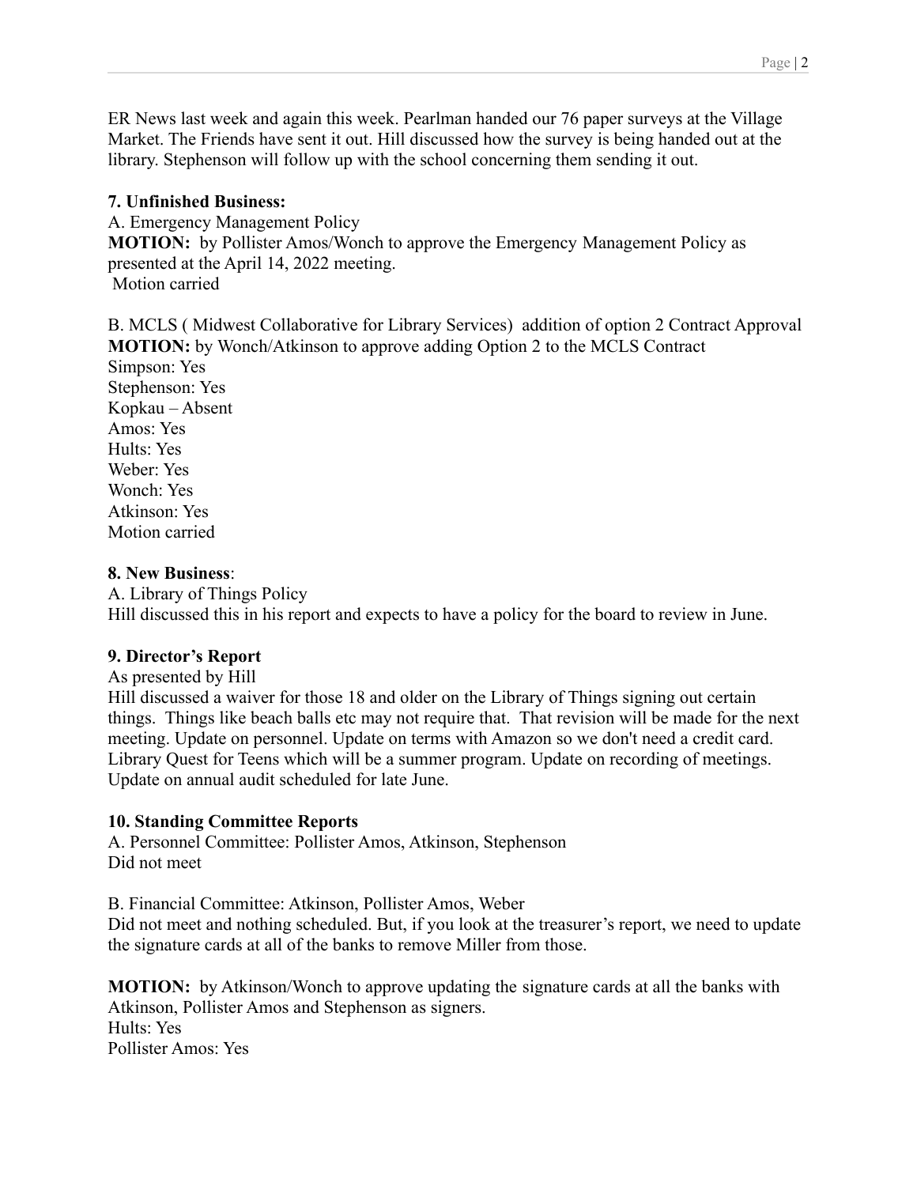ER News last week and again this week. Pearlman handed our 76 paper surveys at the Village Market. The Friends have sent it out. Hill discussed how the survey is being handed out at the library. Stephenson will follow up with the school concerning them sending it out.

**7. Unfinished Business:**

A. Emergency Management Policy

**MOTION:** by Pollister Amos/Wonch to approve the Emergency Management Policy as presented at the April 14, 2022 meeting.

Motion carried

B. MCLS ( Midwest Collaborative for Library Services) addition of option 2 Contract Approval

**MOTION:** by Wonch/Atkinson to approve adding Option 2 to the MCLS Contract

Simpson: Yes
Stephenson: Yes
Kopkau – Absent
Amos: Yes
Hults: Yes
Weber: Yes
Wonch: Yes
Atkinson: Yes
Motion carried

**8. New Business**:

A. Library of Things Policy

Hill discussed this in his report and expects to have a policy for the board to review in June.

**9. Director's Report**

As presented by Hill

Hill discussed a waiver for those 18 and older on the Library of Things signing out certain things. Things like beach balls etc may not require that. That revision will be made for the next meeting. Update on personnel. Update on terms with Amazon so we don't need a credit card. Library Quest for Teens which will be a summer program. Update on recording of meetings. Update on annual audit scheduled for late June.

**10. Standing Committee Reports**

A. Personnel Committee: Pollister Amos, Atkinson, Stephenson

Did not meet

B. Financial Committee: Atkinson, Pollister Amos, Weber

Did not meet and nothing scheduled. But, if you look at the treasurer's report, we need to update the signature cards at all of the banks to remove Miller from those.

**MOTION:** by Atkinson/Wonch to approve updating the signature cards at all the banks with Atkinson, Pollister Amos and Stephenson as signers.

Hults: Yes
Pollister Amos: Yes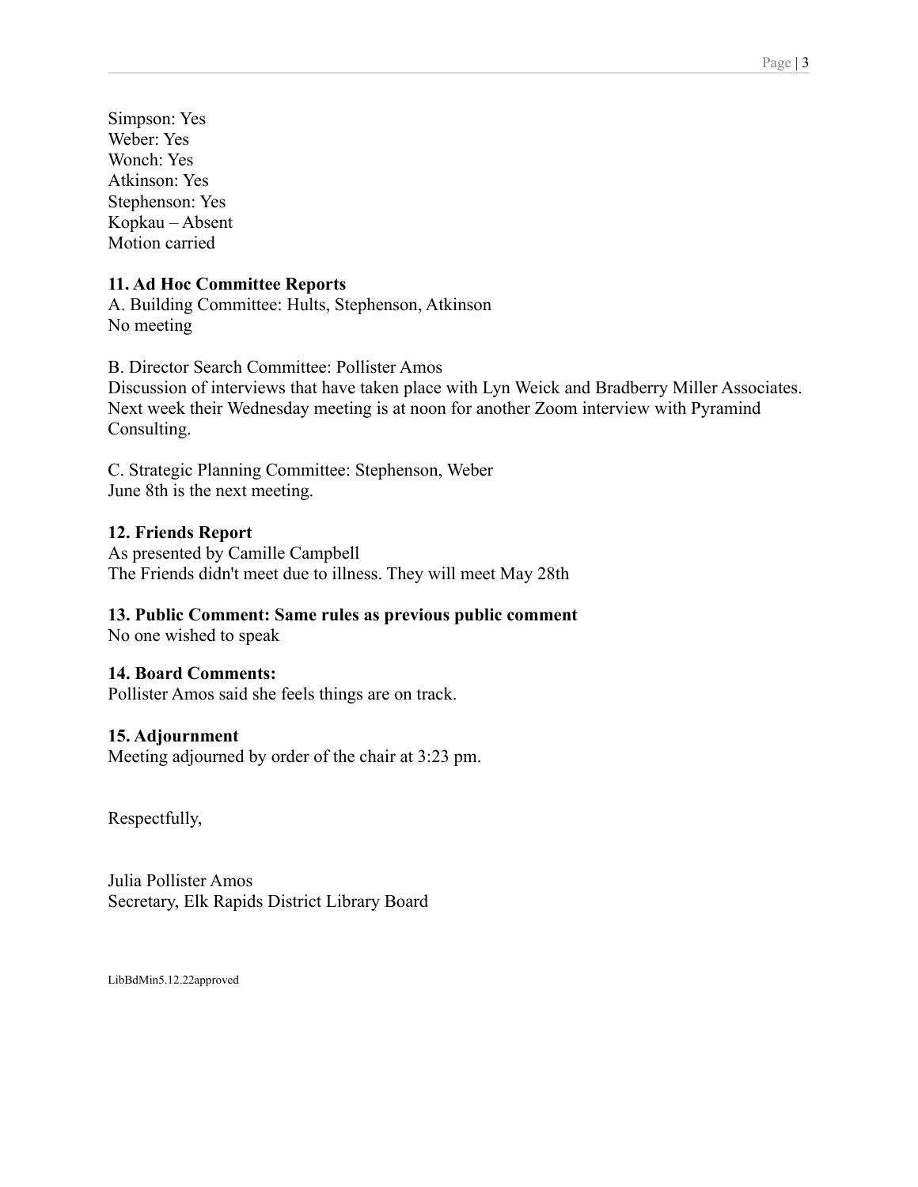Simpson: Yes
Weber: Yes
Wonch: Yes
Atkinson: Yes
Stephenson: Yes
Kopkau – Absent
Motion carried

**11. Ad Hoc Committee Reports**
A. Building Committee: Hults, Stephenson, Atkinson
No meeting

B. Director Search Committee: Pollister Amos
Discussion of interviews that have taken place with Lyn Weick and Bradberry Miller Associates. Next week their Wednesday meeting is at noon for another Zoom interview with Pyramind Consulting.

C. Strategic Planning Committee: Stephenson, Weber
June 8th is the next meeting.

**12. Friends Report**
As presented by Camille Campbell
The Friends didn't meet due to illness. They will meet May 28th

**13. Public Comment: Same rules as previous public comment**
No one wished to speak

**14. Board Comments:**
Pollister Amos said she feels things are on track.

**15. Adjournment**
Meeting adjourned by order of the chair at 3:23 pm.

Respectfully,

Julia Pollister Amos
Secretary, Elk Rapids District Library Board

LibBdMin5.12.22approved